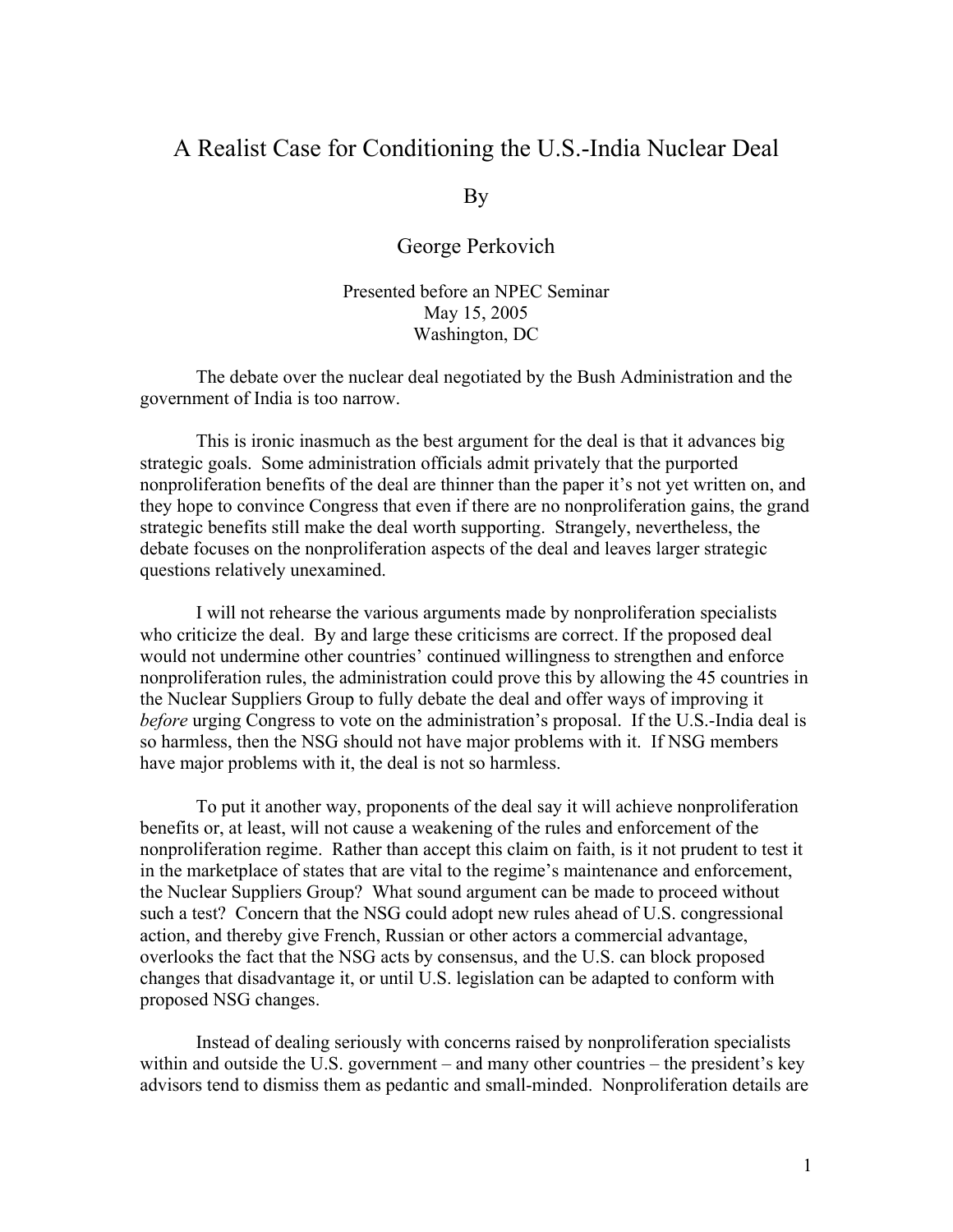# A Realist Case for Conditioning the U.S.-India Nuclear Deal

By

George Perkovich

Presented before an NPEC Seminar
May 15, 2005
Washington, DC

The debate over the nuclear deal negotiated by the Bush Administration and the government of India is too narrow.

This is ironic inasmuch as the best argument for the deal is that it advances big strategic goals. Some administration officials admit privately that the purported nonproliferation benefits of the deal are thinner than the paper it's not yet written on, and they hope to convince Congress that even if there are no nonproliferation gains, the grand strategic benefits still make the deal worth supporting. Strangely, nevertheless, the debate focuses on the nonproliferation aspects of the deal and leaves larger strategic questions relatively unexamined.

I will not rehearse the various arguments made by nonproliferation specialists who criticize the deal. By and large these criticisms are correct. If the proposed deal would not undermine other countries' continued willingness to strengthen and enforce nonproliferation rules, the administration could prove this by allowing the 45 countries in the Nuclear Suppliers Group to fully debate the deal and offer ways of improving it *before* urging Congress to vote on the administration's proposal. If the U.S.-India deal is so harmless, then the NSG should not have major problems with it. If NSG members have major problems with it, the deal is not so harmless.

To put it another way, proponents of the deal say it will achieve nonproliferation benefits or, at least, will not cause a weakening of the rules and enforcement of the nonproliferation regime. Rather than accept this claim on faith, is it not prudent to test it in the marketplace of states that are vital to the regime's maintenance and enforcement, the Nuclear Suppliers Group? What sound argument can be made to proceed without such a test? Concern that the NSG could adopt new rules ahead of U.S. congressional action, and thereby give French, Russian or other actors a commercial advantage, overlooks the fact that the NSG acts by consensus, and the U.S. can block proposed changes that disadvantage it, or until U.S. legislation can be adapted to conform with proposed NSG changes.

Instead of dealing seriously with concerns raised by nonproliferation specialists within and outside the U.S. government – and many other countries – the president's key advisors tend to dismiss them as pedantic and small-minded. Nonproliferation details are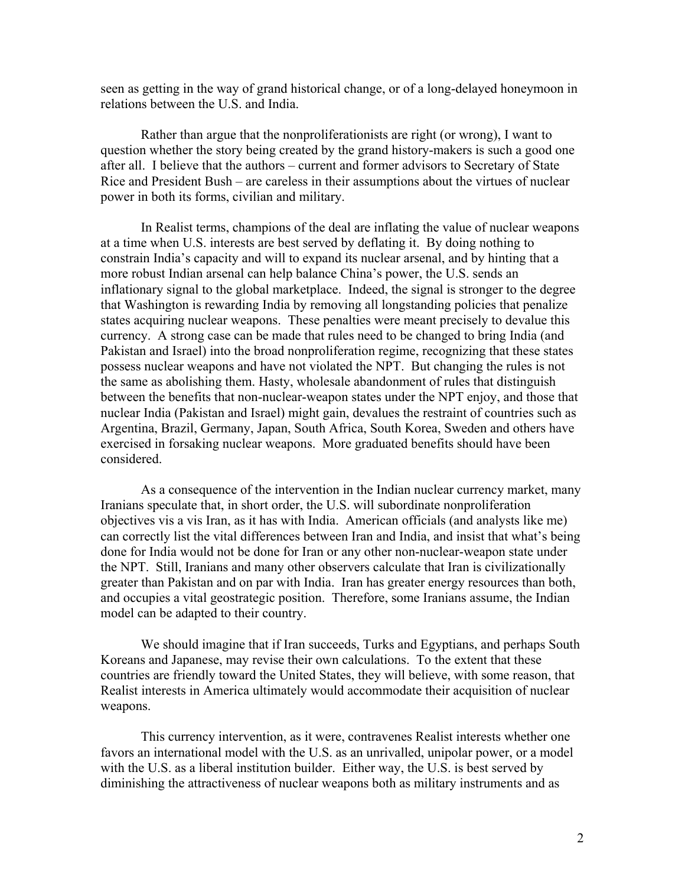seen as getting in the way of grand historical change, or of a long-delayed honeymoon in relations between the U.S. and India.

Rather than argue that the nonproliferationists are right (or wrong), I want to question whether the story being created by the grand history-makers is such a good one after all. I believe that the authors – current and former advisors to Secretary of State Rice and President Bush – are careless in their assumptions about the virtues of nuclear power in both its forms, civilian and military.

In Realist terms, champions of the deal are inflating the value of nuclear weapons at a time when U.S. interests are best served by deflating it. By doing nothing to constrain India's capacity and will to expand its nuclear arsenal, and by hinting that a more robust Indian arsenal can help balance China's power, the U.S. sends an inflationary signal to the global marketplace. Indeed, the signal is stronger to the degree that Washington is rewarding India by removing all longstanding policies that penalize states acquiring nuclear weapons. These penalties were meant precisely to devalue this currency. A strong case can be made that rules need to be changed to bring India (and Pakistan and Israel) into the broad nonproliferation regime, recognizing that these states possess nuclear weapons and have not violated the NPT. But changing the rules is not the same as abolishing them. Hasty, wholesale abandonment of rules that distinguish between the benefits that non-nuclear-weapon states under the NPT enjoy, and those that nuclear India (Pakistan and Israel) might gain, devalues the restraint of countries such as Argentina, Brazil, Germany, Japan, South Africa, South Korea, Sweden and others have exercised in forsaking nuclear weapons. More graduated benefits should have been considered.

As a consequence of the intervention in the Indian nuclear currency market, many Iranians speculate that, in short order, the U.S. will subordinate nonproliferation objectives vis a vis Iran, as it has with India. American officials (and analysts like me) can correctly list the vital differences between Iran and India, and insist that what's being done for India would not be done for Iran or any other non-nuclear-weapon state under the NPT. Still, Iranians and many other observers calculate that Iran is civilizationally greater than Pakistan and on par with India. Iran has greater energy resources than both, and occupies a vital geostrategic position. Therefore, some Iranians assume, the Indian model can be adapted to their country.

We should imagine that if Iran succeeds, Turks and Egyptians, and perhaps South Koreans and Japanese, may revise their own calculations. To the extent that these countries are friendly toward the United States, they will believe, with some reason, that Realist interests in America ultimately would accommodate their acquisition of nuclear weapons.

This currency intervention, as it were, contravenes Realist interests whether one favors an international model with the U.S. as an unrivalled, unipolar power, or a model with the U.S. as a liberal institution builder. Either way, the U.S. is best served by diminishing the attractiveness of nuclear weapons both as military instruments and as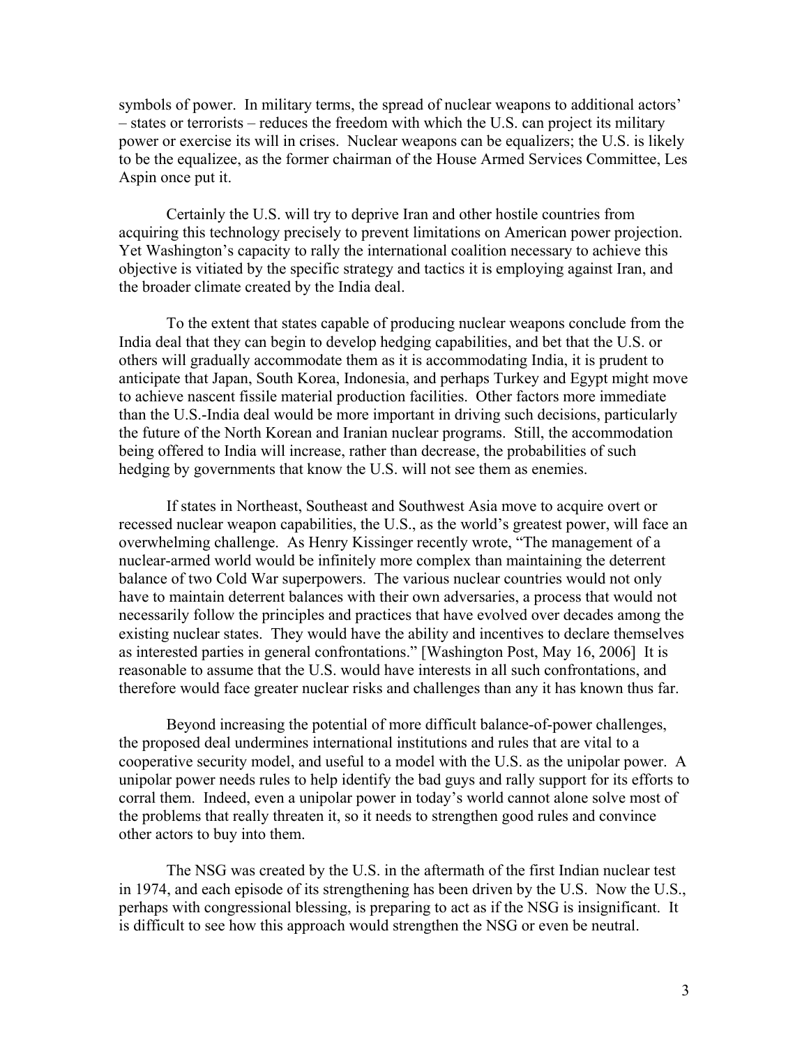symbols of power. In military terms, the spread of nuclear weapons to additional actors' – states or terrorists – reduces the freedom with which the U.S. can project its military power or exercise its will in crises. Nuclear weapons can be equalizers; the U.S. is likely to be the equalizee, as the former chairman of the House Armed Services Committee, Les Aspin once put it.

Certainly the U.S. will try to deprive Iran and other hostile countries from acquiring this technology precisely to prevent limitations on American power projection. Yet Washington's capacity to rally the international coalition necessary to achieve this objective is vitiated by the specific strategy and tactics it is employing against Iran, and the broader climate created by the India deal.

To the extent that states capable of producing nuclear weapons conclude from the India deal that they can begin to develop hedging capabilities, and bet that the U.S. or others will gradually accommodate them as it is accommodating India, it is prudent to anticipate that Japan, South Korea, Indonesia, and perhaps Turkey and Egypt might move to achieve nascent fissile material production facilities. Other factors more immediate than the U.S.-India deal would be more important in driving such decisions, particularly the future of the North Korean and Iranian nuclear programs. Still, the accommodation being offered to India will increase, rather than decrease, the probabilities of such hedging by governments that know the U.S. will not see them as enemies.

If states in Northeast, Southeast and Southwest Asia move to acquire overt or recessed nuclear weapon capabilities, the U.S., as the world's greatest power, will face an overwhelming challenge. As Henry Kissinger recently wrote, "The management of a nuclear-armed world would be infinitely more complex than maintaining the deterrent balance of two Cold War superpowers. The various nuclear countries would not only have to maintain deterrent balances with their own adversaries, a process that would not necessarily follow the principles and practices that have evolved over decades among the existing nuclear states. They would have the ability and incentives to declare themselves as interested parties in general confrontations." [Washington Post, May 16, 2006] It is reasonable to assume that the U.S. would have interests in all such confrontations, and therefore would face greater nuclear risks and challenges than any it has known thus far.

Beyond increasing the potential of more difficult balance-of-power challenges, the proposed deal undermines international institutions and rules that are vital to a cooperative security model, and useful to a model with the U.S. as the unipolar power. A unipolar power needs rules to help identify the bad guys and rally support for its efforts to corral them. Indeed, even a unipolar power in today's world cannot alone solve most of the problems that really threaten it, so it needs to strengthen good rules and convince other actors to buy into them.

The NSG was created by the U.S. in the aftermath of the first Indian nuclear test in 1974, and each episode of its strengthening has been driven by the U.S. Now the U.S., perhaps with congressional blessing, is preparing to act as if the NSG is insignificant. It is difficult to see how this approach would strengthen the NSG or even be neutral.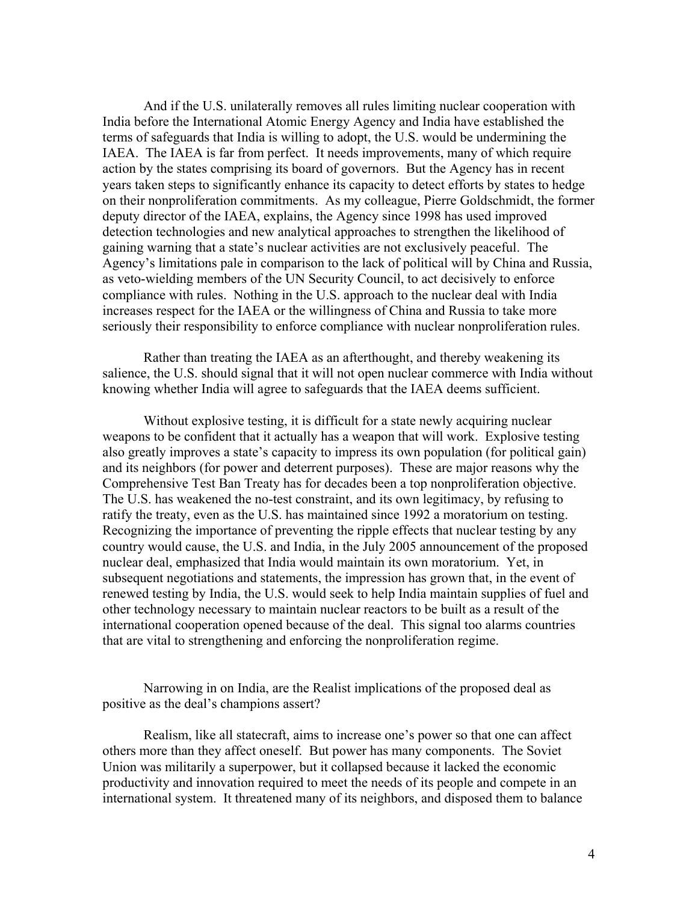And if the U.S. unilaterally removes all rules limiting nuclear cooperation with India before the International Atomic Energy Agency and India have established the terms of safeguards that India is willing to adopt, the U.S. would be undermining the IAEA. The IAEA is far from perfect. It needs improvements, many of which require action by the states comprising its board of governors. But the Agency has in recent years taken steps to significantly enhance its capacity to detect efforts by states to hedge on their nonproliferation commitments. As my colleague, Pierre Goldschmidt, the former deputy director of the IAEA, explains, the Agency since 1998 has used improved detection technologies and new analytical approaches to strengthen the likelihood of gaining warning that a state's nuclear activities are not exclusively peaceful. The Agency's limitations pale in comparison to the lack of political will by China and Russia, as veto-wielding members of the UN Security Council, to act decisively to enforce compliance with rules. Nothing in the U.S. approach to the nuclear deal with India increases respect for the IAEA or the willingness of China and Russia to take more seriously their responsibility to enforce compliance with nuclear nonproliferation rules.

Rather than treating the IAEA as an afterthought, and thereby weakening its salience, the U.S. should signal that it will not open nuclear commerce with India without knowing whether India will agree to safeguards that the IAEA deems sufficient.

Without explosive testing, it is difficult for a state newly acquiring nuclear weapons to be confident that it actually has a weapon that will work. Explosive testing also greatly improves a state's capacity to impress its own population (for political gain) and its neighbors (for power and deterrent purposes). These are major reasons why the Comprehensive Test Ban Treaty has for decades been a top nonproliferation objective. The U.S. has weakened the no-test constraint, and its own legitimacy, by refusing to ratify the treaty, even as the U.S. has maintained since 1992 a moratorium on testing. Recognizing the importance of preventing the ripple effects that nuclear testing by any country would cause, the U.S. and India, in the July 2005 announcement of the proposed nuclear deal, emphasized that India would maintain its own moratorium. Yet, in subsequent negotiations and statements, the impression has grown that, in the event of renewed testing by India, the U.S. would seek to help India maintain supplies of fuel and other technology necessary to maintain nuclear reactors to be built as a result of the international cooperation opened because of the deal. This signal too alarms countries that are vital to strengthening and enforcing the nonproliferation regime.

Narrowing in on India, are the Realist implications of the proposed deal as positive as the deal's champions assert?

Realism, like all statecraft, aims to increase one's power so that one can affect others more than they affect oneself. But power has many components. The Soviet Union was militarily a superpower, but it collapsed because it lacked the economic productivity and innovation required to meet the needs of its people and compete in an international system. It threatened many of its neighbors, and disposed them to balance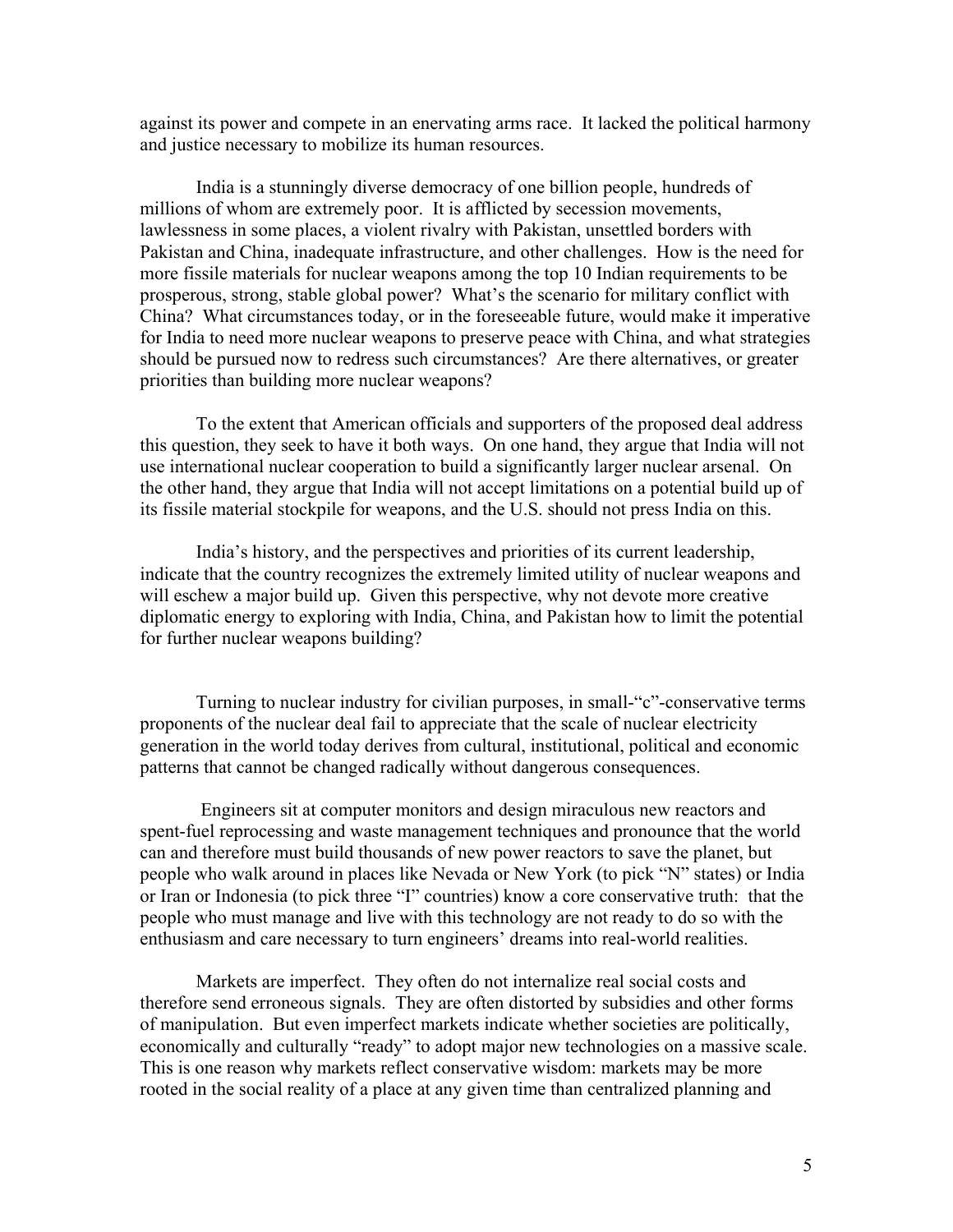against its power and compete in an enervating arms race. It lacked the political harmony and justice necessary to mobilize its human resources.

India is a stunningly diverse democracy of one billion people, hundreds of millions of whom are extremely poor. It is afflicted by secession movements, lawlessness in some places, a violent rivalry with Pakistan, unsettled borders with Pakistan and China, inadequate infrastructure, and other challenges. How is the need for more fissile materials for nuclear weapons among the top 10 Indian requirements to be prosperous, strong, stable global power? What's the scenario for military conflict with China? What circumstances today, or in the foreseeable future, would make it imperative for India to need more nuclear weapons to preserve peace with China, and what strategies should be pursued now to redress such circumstances? Are there alternatives, or greater priorities than building more nuclear weapons?

To the extent that American officials and supporters of the proposed deal address this question, they seek to have it both ways. On one hand, they argue that India will not use international nuclear cooperation to build a significantly larger nuclear arsenal. On the other hand, they argue that India will not accept limitations on a potential build up of its fissile material stockpile for weapons, and the U.S. should not press India on this.

India's history, and the perspectives and priorities of its current leadership, indicate that the country recognizes the extremely limited utility of nuclear weapons and will eschew a major build up. Given this perspective, why not devote more creative diplomatic energy to exploring with India, China, and Pakistan how to limit the potential for further nuclear weapons building?

Turning to nuclear industry for civilian purposes, in small-"c"-conservative terms proponents of the nuclear deal fail to appreciate that the scale of nuclear electricity generation in the world today derives from cultural, institutional, political and economic patterns that cannot be changed radically without dangerous consequences.

Engineers sit at computer monitors and design miraculous new reactors and spent-fuel reprocessing and waste management techniques and pronounce that the world can and therefore must build thousands of new power reactors to save the planet, but people who walk around in places like Nevada or New York (to pick "N" states) or India or Iran or Indonesia (to pick three "I" countries) know a core conservative truth: that the people who must manage and live with this technology are not ready to do so with the enthusiasm and care necessary to turn engineers' dreams into real-world realities.

Markets are imperfect. They often do not internalize real social costs and therefore send erroneous signals. They are often distorted by subsidies and other forms of manipulation. But even imperfect markets indicate whether societies are politically, economically and culturally "ready" to adopt major new technologies on a massive scale. This is one reason why markets reflect conservative wisdom: markets may be more rooted in the social reality of a place at any given time than centralized planning and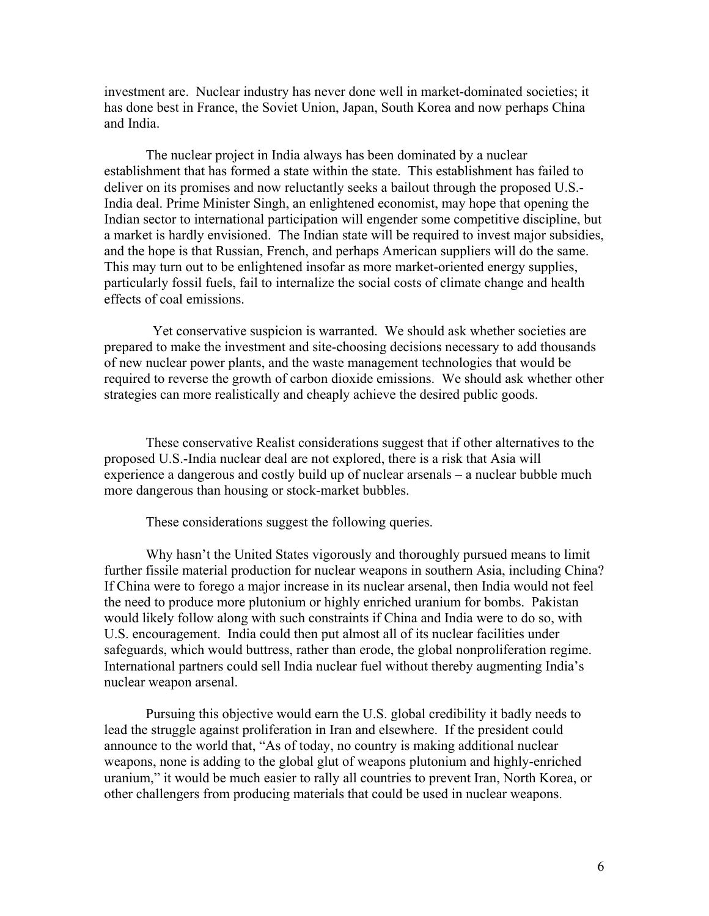investment are. Nuclear industry has never done well in market-dominated societies; it has done best in France, the Soviet Union, Japan, South Korea and now perhaps China and India.

The nuclear project in India always has been dominated by a nuclear establishment that has formed a state within the state. This establishment has failed to deliver on its promises and now reluctantly seeks a bailout through the proposed U.S.-India deal. Prime Minister Singh, an enlightened economist, may hope that opening the Indian sector to international participation will engender some competitive discipline, but a market is hardly envisioned. The Indian state will be required to invest major subsidies, and the hope is that Russian, French, and perhaps American suppliers will do the same. This may turn out to be enlightened insofar as more market-oriented energy supplies, particularly fossil fuels, fail to internalize the social costs of climate change and health effects of coal emissions.

Yet conservative suspicion is warranted. We should ask whether societies are prepared to make the investment and site-choosing decisions necessary to add thousands of new nuclear power plants, and the waste management technologies that would be required to reverse the growth of carbon dioxide emissions. We should ask whether other strategies can more realistically and cheaply achieve the desired public goods.

These conservative Realist considerations suggest that if other alternatives to the proposed U.S.-India nuclear deal are not explored, there is a risk that Asia will experience a dangerous and costly build up of nuclear arsenals – a nuclear bubble much more dangerous than housing or stock-market bubbles.

These considerations suggest the following queries.

Why hasn't the United States vigorously and thoroughly pursued means to limit further fissile material production for nuclear weapons in southern Asia, including China? If China were to forego a major increase in its nuclear arsenal, then India would not feel the need to produce more plutonium or highly enriched uranium for bombs. Pakistan would likely follow along with such constraints if China and India were to do so, with U.S. encouragement. India could then put almost all of its nuclear facilities under safeguards, which would buttress, rather than erode, the global nonproliferation regime. International partners could sell India nuclear fuel without thereby augmenting India's nuclear weapon arsenal.

Pursuing this objective would earn the U.S. global credibility it badly needs to lead the struggle against proliferation in Iran and elsewhere. If the president could announce to the world that, "As of today, no country is making additional nuclear weapons, none is adding to the global glut of weapons plutonium and highly-enriched uranium," it would be much easier to rally all countries to prevent Iran, North Korea, or other challengers from producing materials that could be used in nuclear weapons.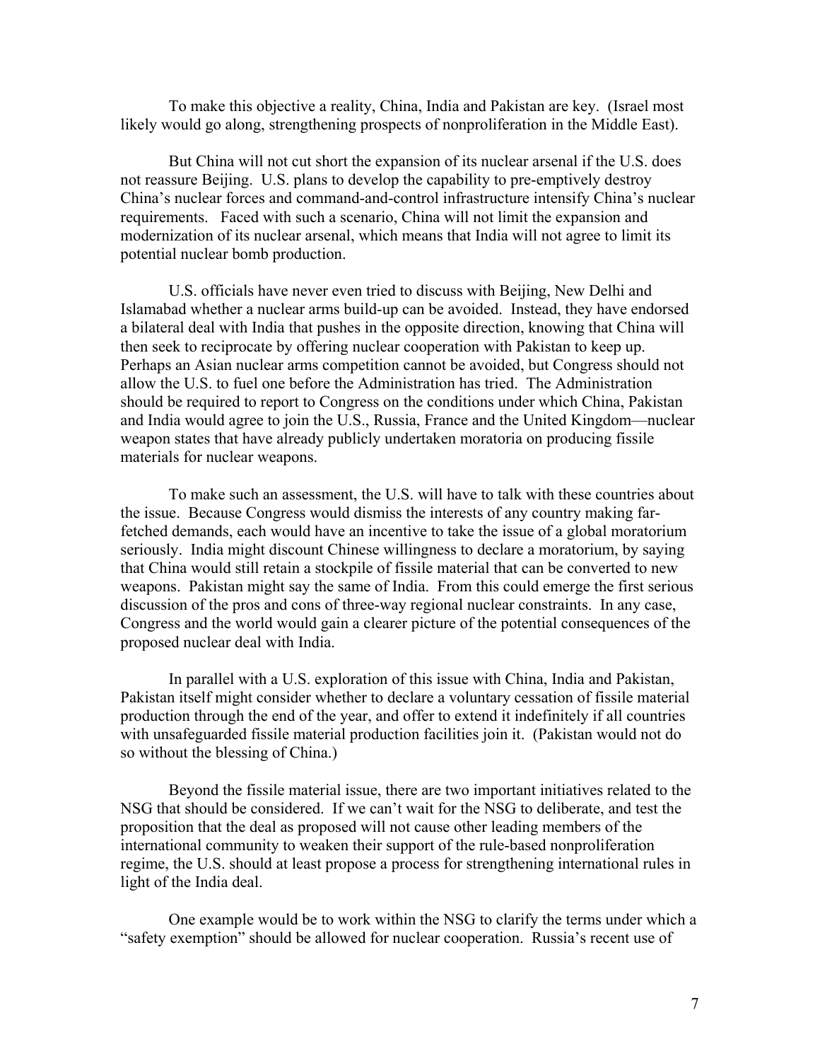To make this objective a reality, China, India and Pakistan are key. (Israel most likely would go along, strengthening prospects of nonproliferation in the Middle East).

But China will not cut short the expansion of its nuclear arsenal if the U.S. does not reassure Beijing. U.S. plans to develop the capability to pre-emptively destroy China's nuclear forces and command-and-control infrastructure intensify China's nuclear requirements. Faced with such a scenario, China will not limit the expansion and modernization of its nuclear arsenal, which means that India will not agree to limit its potential nuclear bomb production.

U.S. officials have never even tried to discuss with Beijing, New Delhi and Islamabad whether a nuclear arms build-up can be avoided. Instead, they have endorsed a bilateral deal with India that pushes in the opposite direction, knowing that China will then seek to reciprocate by offering nuclear cooperation with Pakistan to keep up. Perhaps an Asian nuclear arms competition cannot be avoided, but Congress should not allow the U.S. to fuel one before the Administration has tried. The Administration should be required to report to Congress on the conditions under which China, Pakistan and India would agree to join the U.S., Russia, France and the United Kingdom—nuclear weapon states that have already publicly undertaken moratoria on producing fissile materials for nuclear weapons.

To make such an assessment, the U.S. will have to talk with these countries about the issue. Because Congress would dismiss the interests of any country making far-fetched demands, each would have an incentive to take the issue of a global moratorium seriously. India might discount Chinese willingness to declare a moratorium, by saying that China would still retain a stockpile of fissile material that can be converted to new weapons. Pakistan might say the same of India. From this could emerge the first serious discussion of the pros and cons of three-way regional nuclear constraints. In any case, Congress and the world would gain a clearer picture of the potential consequences of the proposed nuclear deal with India.

In parallel with a U.S. exploration of this issue with China, India and Pakistan, Pakistan itself might consider whether to declare a voluntary cessation of fissile material production through the end of the year, and offer to extend it indefinitely if all countries with unsafeguarded fissile material production facilities join it. (Pakistan would not do so without the blessing of China.)

Beyond the fissile material issue, there are two important initiatives related to the NSG that should be considered. If we can't wait for the NSG to deliberate, and test the proposition that the deal as proposed will not cause other leading members of the international community to weaken their support of the rule-based nonproliferation regime, the U.S. should at least propose a process for strengthening international rules in light of the India deal.

One example would be to work within the NSG to clarify the terms under which a "safety exemption" should be allowed for nuclear cooperation. Russia's recent use of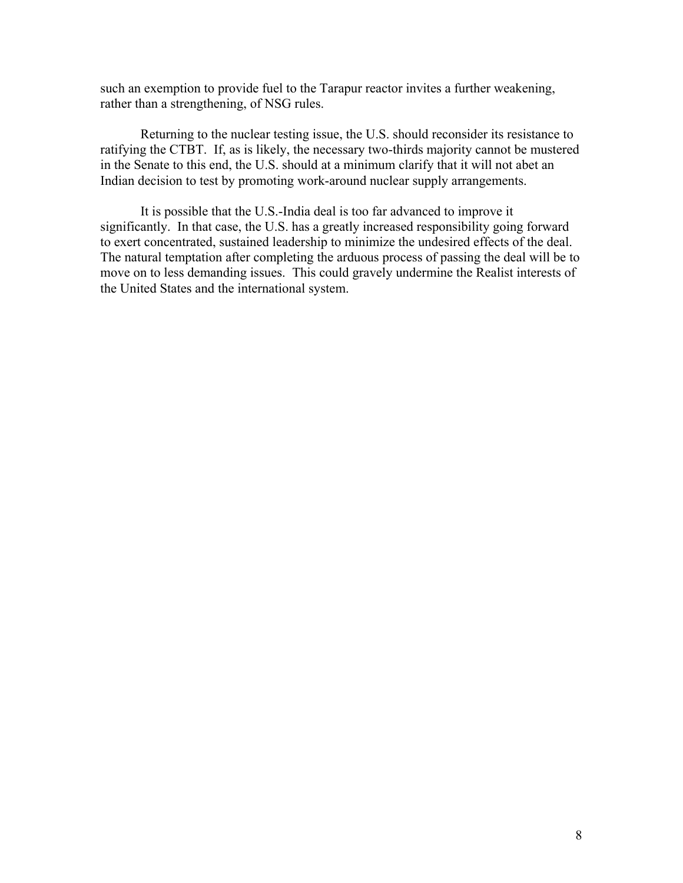such an exemption to provide fuel to the Tarapur reactor invites a further weakening, rather than a strengthening, of NSG rules.

Returning to the nuclear testing issue, the U.S. should reconsider its resistance to ratifying the CTBT. If, as is likely, the necessary two-thirds majority cannot be mustered in the Senate to this end, the U.S. should at a minimum clarify that it will not abet an Indian decision to test by promoting work-around nuclear supply arrangements.

It is possible that the U.S.-India deal is too far advanced to improve it significantly. In that case, the U.S. has a greatly increased responsibility going forward to exert concentrated, sustained leadership to minimize the undesired effects of the deal. The natural temptation after completing the arduous process of passing the deal will be to move on to less demanding issues. This could gravely undermine the Realist interests of the United States and the international system.